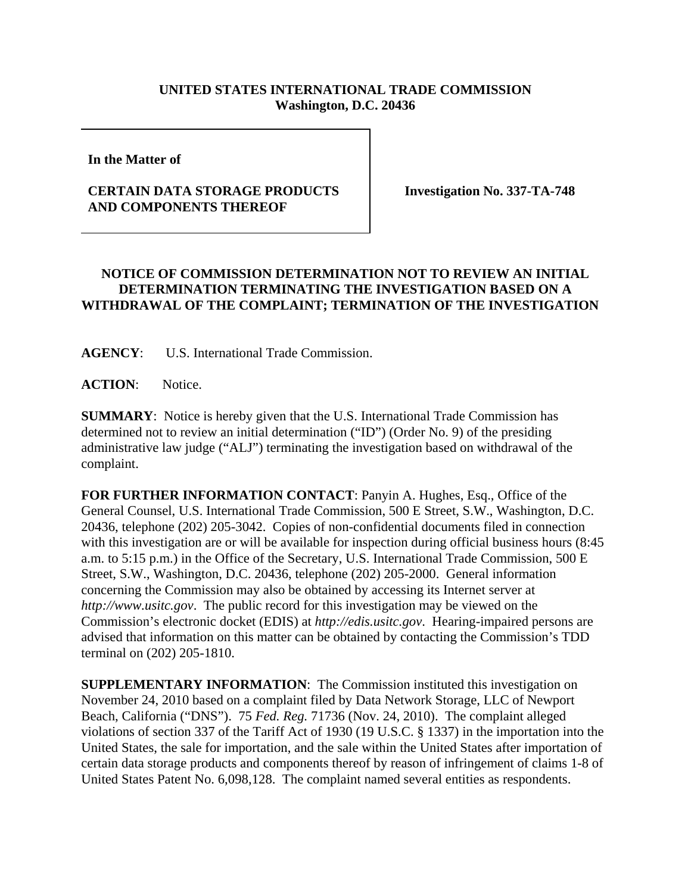**UNITED STATES INTERNATIONAL TRADE COMMISSION**
**Washington, D.C. 20436**

| In the Matter of<br><br>**CERTAIN DATA STORAGE PRODUCTS AND COMPONENTS THEREOF** | **Investigation No. 337-TA-748** |
|---|---|

## NOTICE OF COMMISSION DETERMINATION NOT TO REVIEW AN INITIAL DETERMINATION TERMINATING THE INVESTIGATION BASED ON A WITHDRAWAL OF THE COMPLAINT; TERMINATION OF THE INVESTIGATION

**AGENCY**: U.S. International Trade Commission.

**ACTION**: Notice.

**SUMMARY**: Notice is hereby given that the U.S. International Trade Commission has determined not to review an initial determination ("ID") (Order No. 9) of the presiding administrative law judge ("ALJ") terminating the investigation based on withdrawal of the complaint.

**FOR FURTHER INFORMATION CONTACT**: Panyin A. Hughes, Esq., Office of the General Counsel, U.S. International Trade Commission, 500 E Street, S.W., Washington, D.C. 20436, telephone (202) 205-3042. Copies of non-confidential documents filed in connection with this investigation are or will be available for inspection during official business hours (8:45 a.m. to 5:15 p.m.) in the Office of the Secretary, U.S. International Trade Commission, 500 E Street, S.W., Washington, D.C. 20436, telephone (202) 205-2000. General information concerning the Commission may also be obtained by accessing its Internet server at *http://www.usitc.gov*. The public record for this investigation may be viewed on the Commission's electronic docket (EDIS) at *http://edis.usitc.gov*. Hearing-impaired persons are advised that information on this matter can be obtained by contacting the Commission's TDD terminal on (202) 205-1810.

**SUPPLEMENTARY INFORMATION**: The Commission instituted this investigation on November 24, 2010 based on a complaint filed by Data Network Storage, LLC of Newport Beach, California ("DNS"). 75 *Fed. Reg.* 71736 (Nov. 24, 2010). The complaint alleged violations of section 337 of the Tariff Act of 1930 (19 U.S.C. § 1337) in the importation into the United States, the sale for importation, and the sale within the United States after importation of certain data storage products and components thereof by reason of infringement of claims 1-8 of United States Patent No. 6,098,128. The complaint named several entities as respondents.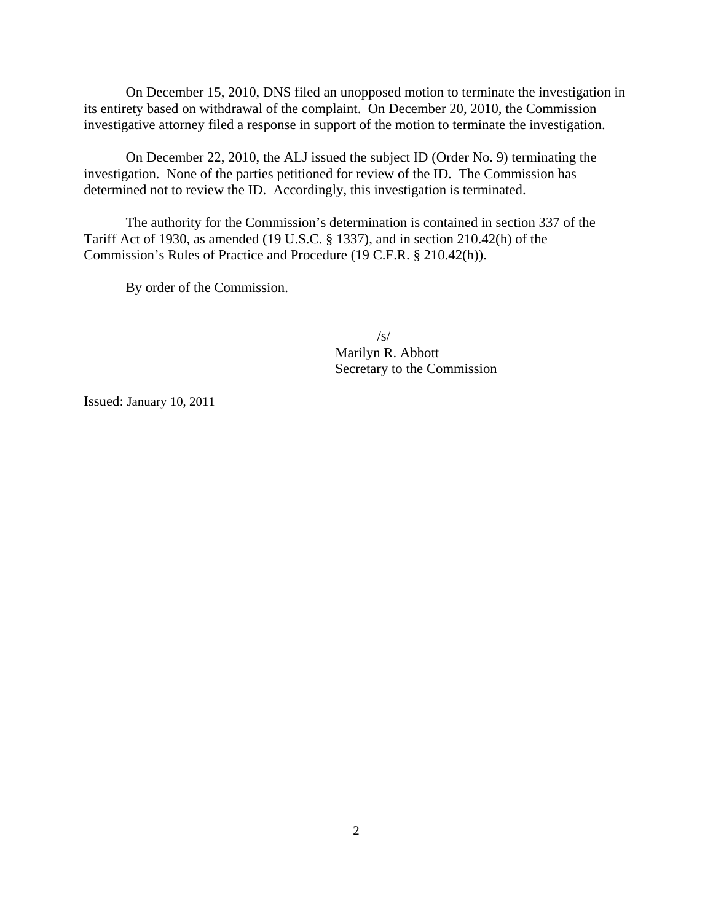On December 15, 2010, DNS filed an unopposed motion to terminate the investigation in its entirety based on withdrawal of the complaint. On December 20, 2010, the Commission investigative attorney filed a response in support of the motion to terminate the investigation.

On December 22, 2010, the ALJ issued the subject ID (Order No. 9) terminating the investigation. None of the parties petitioned for review of the ID. The Commission has determined not to review the ID. Accordingly, this investigation is terminated.

The authority for the Commission's determination is contained in section 337 of the Tariff Act of 1930, as amended (19 U.S.C. § 1337), and in section 210.42(h) of the Commission's Rules of Practice and Procedure (19 C.F.R. § 210.42(h)).

By order of the Commission.

/s/
Marilyn R. Abbott
Secretary to the Commission

Issued: January 10, 2011